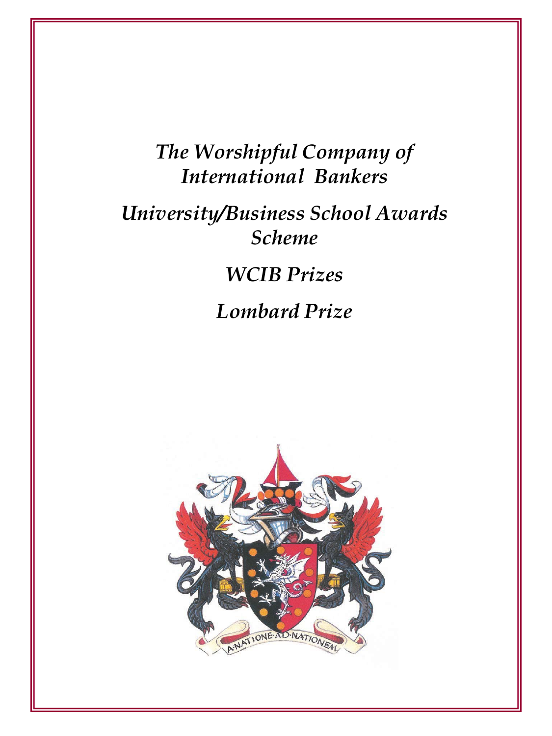# *The Worshipful Company of International Bankers*

## *University/Business School Awards Scheme*

## *WCIB Prizes*

## *Lombard Prize*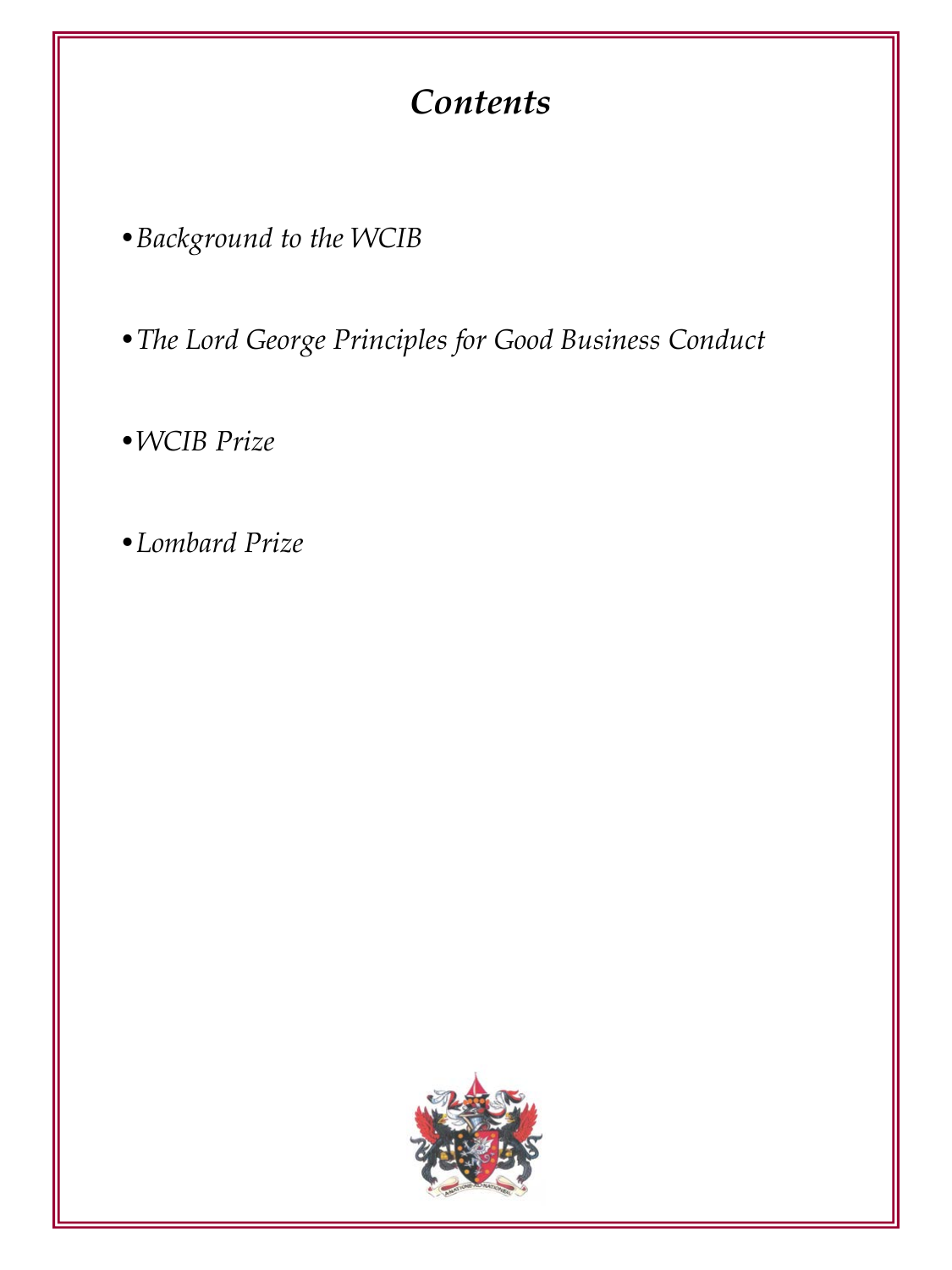# *Contents*

- *Background to the WCIB*
- *The Lord George Principles for Good Business Conduct*
- *WCIB Prize*
- *Lombard Prize*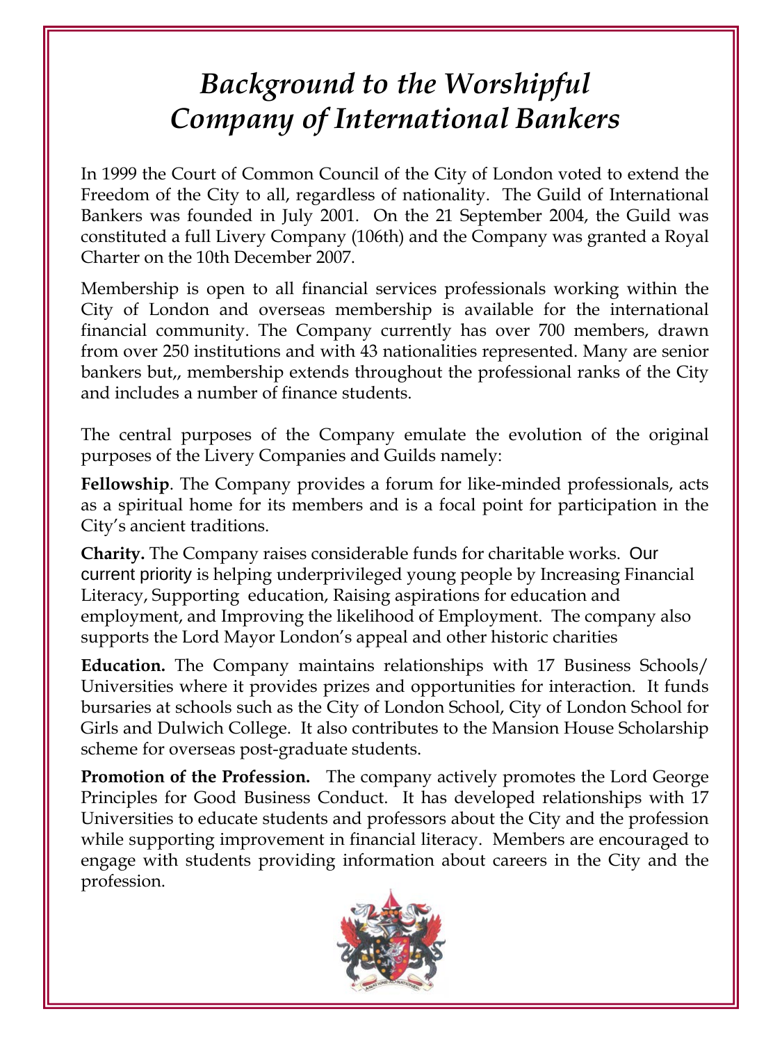# *Background to the Worshipful Company of International Bankers*

In 1999 the Court of Common Council of the City of London voted to extend the Freedom of the City to all, regardless of nationality. The Guild of International Bankers was founded in July 2001. On the 21 September 2004, the Guild was constituted a full Livery Company (106th) and the Company was granted a Royal Charter on the 10th December 2007.

Membership is open to all financial services professionals working within the City of London and overseas membership is available for the international financial community. The Company currently has over 700 members, drawn from over 250 institutions and with 43 nationalities represented. Many are senior bankers but,, membership extends throughout the professional ranks of the City and includes a number of finance students.

The central purposes of the Company emulate the evolution of the original purposes of the Livery Companies and Guilds namely:

**Fellowship**. The Company provides a forum for like-minded professionals, acts as a spiritual home for its members and is a focal point for participation in the City's ancient traditions.

**Charity.** The Company raises considerable funds for charitable works. Our current priority is helping underprivileged young people by Increasing Financial Literacy, Supporting education, Raising aspirations for education and employment, and Improving the likelihood of Employment. The company also supports the Lord Mayor London's appeal and other historic charities

**Education.** The Company maintains relationships with 17 Business Schools/ Universities where it provides prizes and opportunities for interaction. It funds bursaries at schools such as the City of London School, City of London School for Girls and Dulwich College. It also contributes to the Mansion House Scholarship scheme for overseas post-graduate students.

**Promotion of the Profession.** The company actively promotes the Lord George Principles for Good Business Conduct. It has developed relationships with 17 Universities to educate students and professors about the City and the profession while supporting improvement in financial literacy. Members are encouraged to engage with students providing information about careers in the City and the profession.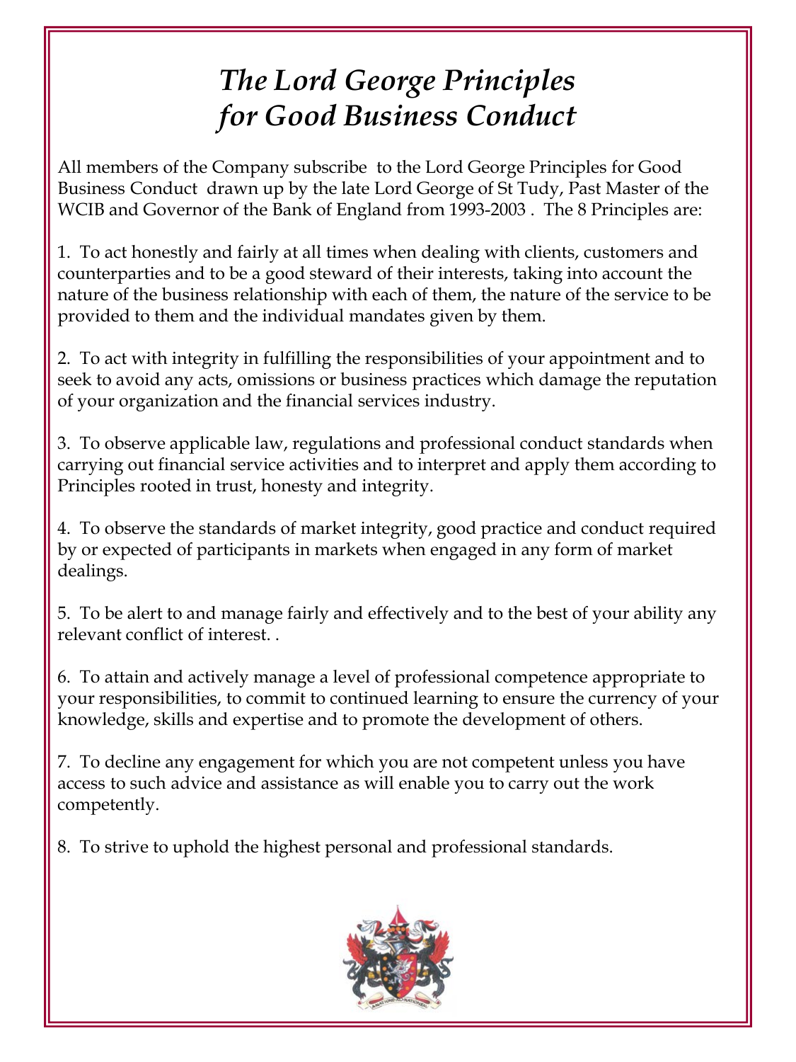# *The Lord George Principles for Good Business Conduct*

All members of the Company subscribe to the Lord George Principles for Good Business Conduct drawn up by the late Lord George of St Tudy, Past Master of the WCIB and Governor of the Bank of England from 1993-2003 . The 8 Principles are:

1. To act honestly and fairly at all times when dealing with clients, customers and counterparties and to be a good steward of their interests, taking into account the nature of the business relationship with each of them, the nature of the service to be provided to them and the individual mandates given by them.

2. To act with integrity in fulfilling the responsibilities of your appointment and to seek to avoid any acts, omissions or business practices which damage the reputation of your organization and the financial services industry.

3. To observe applicable law, regulations and professional conduct standards when carrying out financial service activities and to interpret and apply them according to Principles rooted in trust, honesty and integrity.

4. To observe the standards of market integrity, good practice and conduct required by or expected of participants in markets when engaged in any form of market dealings.

5. To be alert to and manage fairly and effectively and to the best of your ability any relevant conflict of interest. .

6. To attain and actively manage a level of professional competence appropriate to your responsibilities, to commit to continued learning to ensure the currency of your knowledge, skills and expertise and to promote the development of others.

7. To decline any engagement for which you are not competent unless you have access to such advice and assistance as will enable you to carry out the work competently.

8. To strive to uphold the highest personal and professional standards.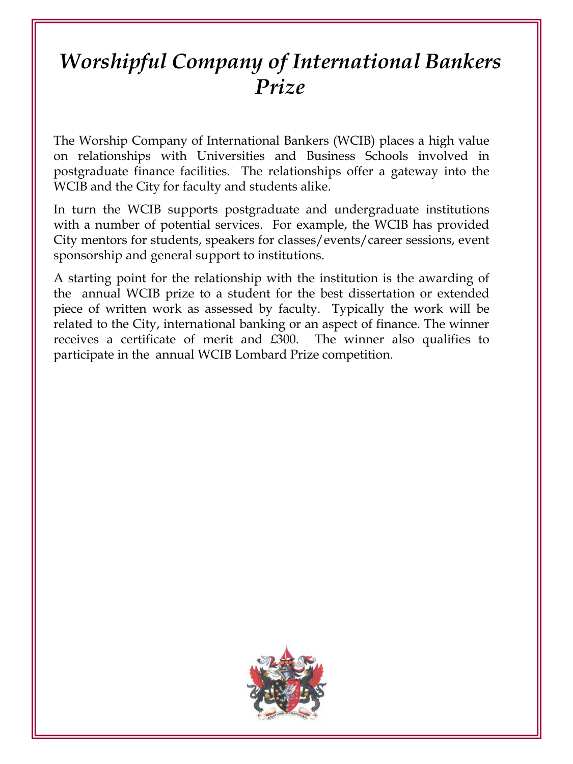# *Worshipful Company of International Bankers Prize*

The Worship Company of International Bankers (WCIB) places a high value on relationships with Universities and Business Schools involved in postgraduate finance facilities. The relationships offer a gateway into the WCIB and the City for faculty and students alike.

In turn the WCIB supports postgraduate and undergraduate institutions with a number of potential services. For example, the WCIB has provided City mentors for students, speakers for classes/events/career sessions, event sponsorship and general support to institutions.

A starting point for the relationship with the institution is the awarding of the annual WCIB prize to a student for the best dissertation or extended piece of written work as assessed by faculty. Typically the work will be related to the City, international banking or an aspect of finance. The winner receives a certificate of merit and £300. The winner also qualifies to participate in the annual WCIB Lombard Prize competition.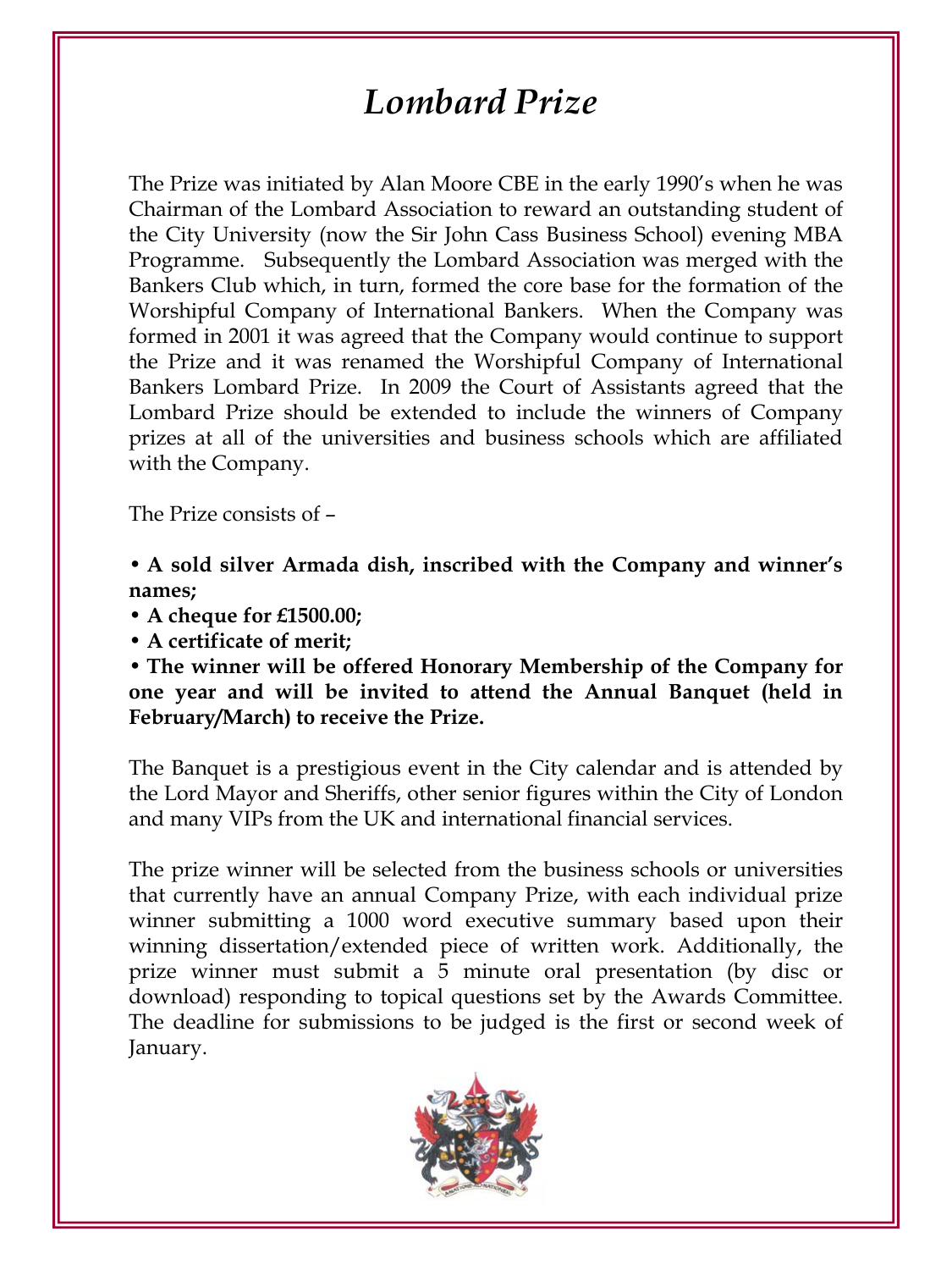# *Lombard Prize*

The Prize was initiated by Alan Moore CBE in the early 1990's when he was Chairman of the Lombard Association to reward an outstanding student of the City University (now the Sir John Cass Business School) evening MBA Programme. Subsequently the Lombard Association was merged with the Bankers Club which, in turn, formed the core base for the formation of the Worshipful Company of International Bankers. When the Company was formed in 2001 it was agreed that the Company would continue to support the Prize and it was renamed the Worshipful Company of International Bankers Lombard Prize. In 2009 the Court of Assistants agreed that the Lombard Prize should be extended to include the winners of Company prizes at all of the universities and business schools which are affiliated with the Company.

The Prize consists of –

- **A sold silver Armada dish, inscribed with the Company and winner's names;**
- **A cheque for £1500.00;**
- **A certificate of merit;**
- **The winner will be offered Honorary Membership of the Company for one year and will be invited to attend the Annual Banquet (held in February/March) to receive the Prize.**

The Banquet is a prestigious event in the City calendar and is attended by the Lord Mayor and Sheriffs, other senior figures within the City of London and many VIPs from the UK and international financial services.

The prize winner will be selected from the business schools or universities that currently have an annual Company Prize, with each individual prize winner submitting a 1000 word executive summary based upon their winning dissertation/extended piece of written work. Additionally, the prize winner must submit a 5 minute oral presentation (by disc or download) responding to topical questions set by the Awards Committee. The deadline for submissions to be judged is the first or second week of January.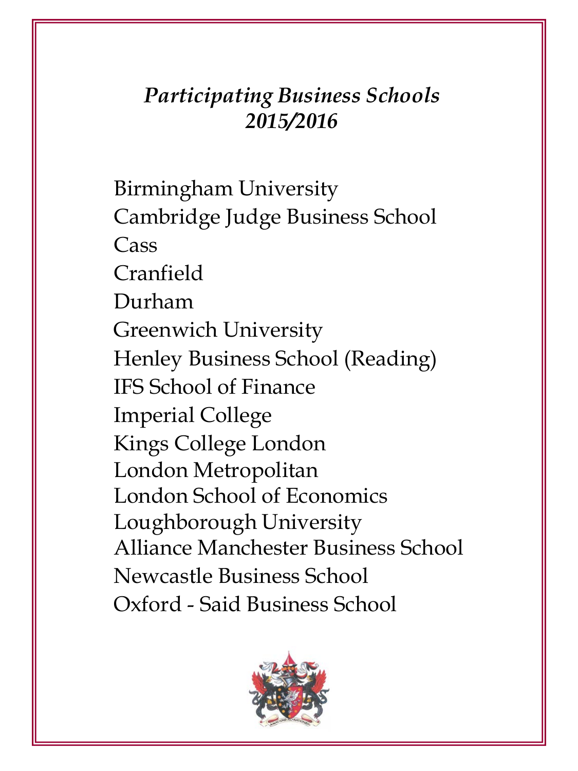## *Participating Business Schools 2015/2016*

Birmingham University
Cambridge Judge Business School
Cass
Cranfield
Durham
Greenwich University
Henley Business School (Reading)
IFS School of Finance
Imperial College
Kings College London
London Metropolitan
London School of Economics
Loughborough University
Alliance Manchester Business School
Newcastle Business School
Oxford - Said Business School